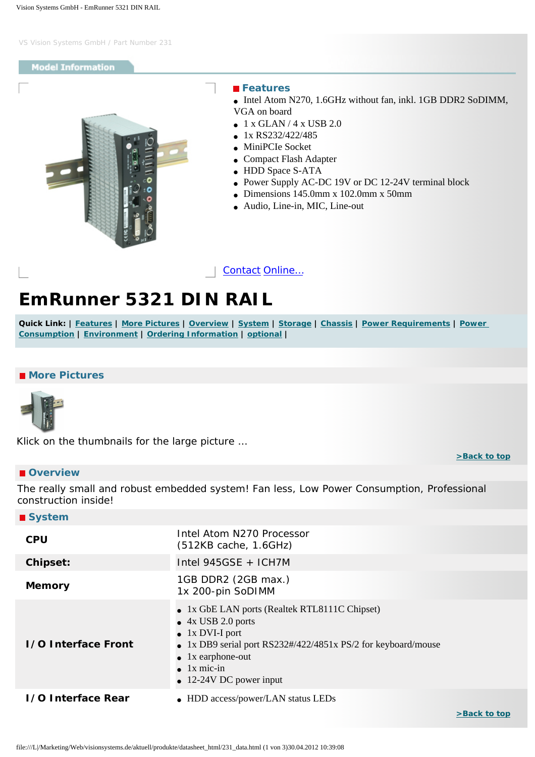VS Vision Systems GmbH / Part Number 231

## Model Information

### Features

- Intel Atom N270, 1.6GHz without fan, inkl. 1GB DDR2 SoDIMM, VGA on board
- 1 x GLAN / 4 x USB 2.0
- 1x RS232/422/485
- MiniPCIe Socket
- Compact Flash Adapter
- HDD Space S-ATA
- Power Supply AC-DC 19V or DC 12-24V terminal block
- Dimensions 145.0mm x 102.0mm x 50mm
- Audio, Line-in, MIC, Line-out

Contact Online...

# EmRunner 5321 DIN RAIL

**Quick Link:** | Features | More Pictures | Overview | System | Storage | Chassis | Power Requirements | Power Consumption | Environment | Ordering Information | optional |

### More Pictures

Klick on the thumbnails for the large picture ...

>Back to top

### Overview

The really small and robust embedded system! Fan less, Low Power Consumption, Professional construction inside!

### System

| | |
|---|---|
| **CPU** | Intel Atom N270 Processor (512KB cache, 1.6GHz) |
| **Chipset:** | Intel 945GSE + ICH7M |
| **Memory** | 1GB DDR2 (2GB max.) 1x 200-pin SoDIMM |
| **I/O Interface Front** | • 1x GbE LAN ports (Realtek RTL8111C Chipset)<br>• 4x USB 2.0 ports<br>• 1x DVI-I port<br>• 1x DB9 serial port RS232#/422/4851x PS/2 for keyboard/mouse<br>• 1x earphone-out<br>• 1x mic-in<br>• 12-24V DC power input |
| **I/O Interface Rear** | • HDD access/power/LAN status LEDs |

>Back to top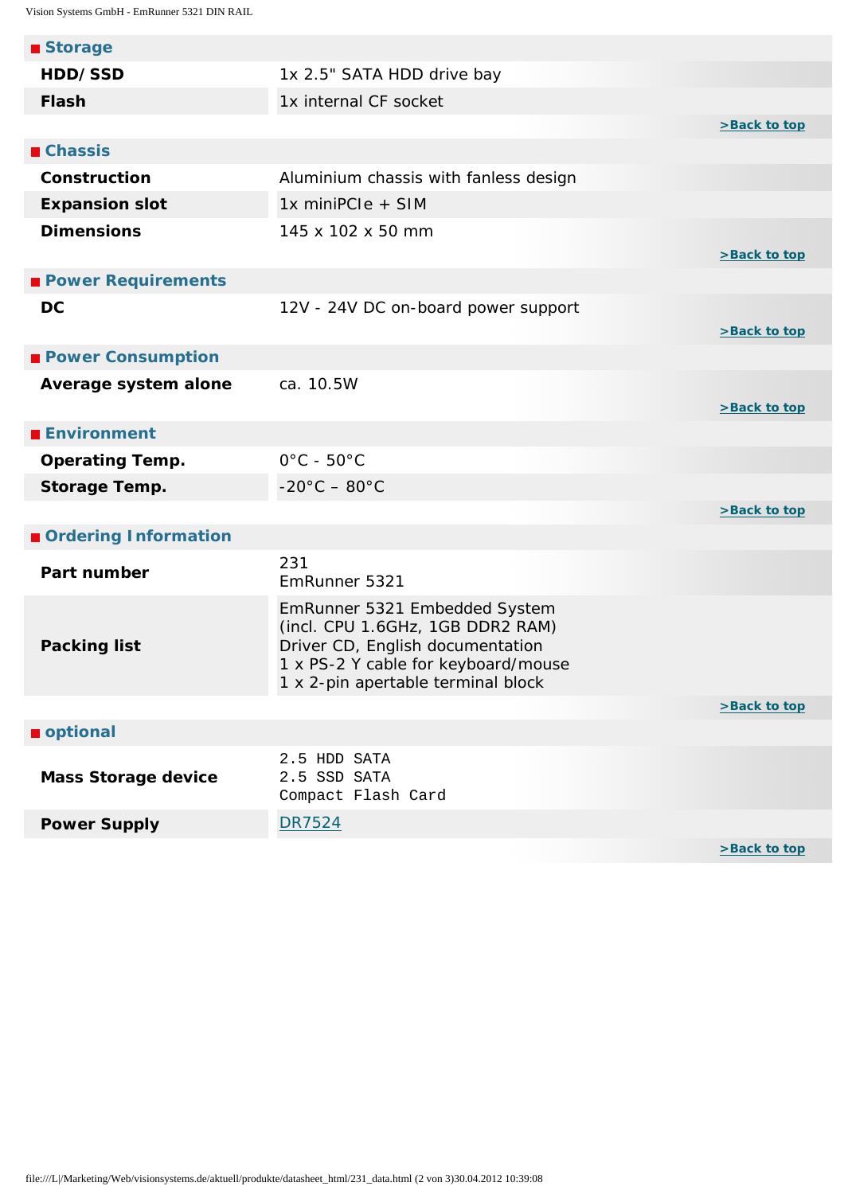## Storage

| | |
|---|---|
| **HDD/ SSD** | 1x 2.5" SATA HDD drive bay |
| **Flash** | 1x internal CF socket |

>Back to top

## Chassis

| | |
|---|---|
| **Construction** | Aluminium chassis with fanless design |
| **Expansion slot** | 1x miniPCIe + SIM |
| **Dimensions** | 145 x 102 x 50 mm |

>Back to top

## Power Requirements

| | |
|---|---|
| **DC** | 12V - 24V DC on-board power support |

>Back to top

## Power Consumption

| | |
|---|---|
| **Average system alone** | ca. 10.5W |

>Back to top

## Environment

| | |
|---|---|
| **Operating Temp.** | 0°C - 50°C |
| **Storage Temp.** | -20°C – 80°C |

>Back to top

## Ordering Information

| | |
|---|---|
| **Part number** | 231<br>EmRunner 5321 |
| **Packing list** | EmRunner 5321 Embedded System<br>(incl. CPU 1.6GHz, 1GB DDR2 RAM)<br>Driver CD, English documentation<br>1 x PS-2 Y cable for keyboard/mouse<br>1 x 2-pin apertable terminal block |

>Back to top

## optional

| | |
|---|---|
| **Mass Storage device** | 2.5 HDD SATA<br>2.5 SSD SATA<br>Compact Flash Card |
| **Power Supply** | DR7524 |

>Back to top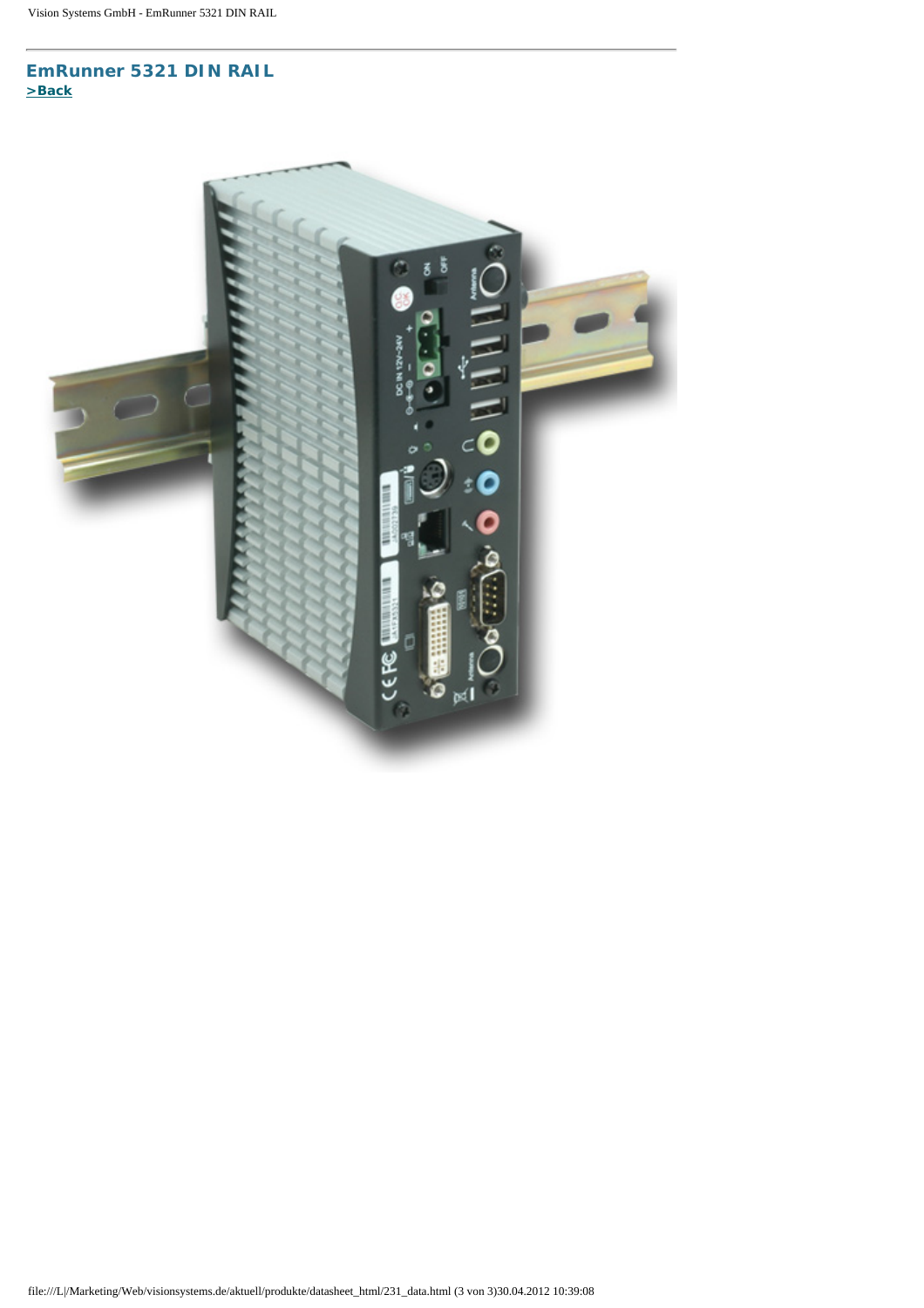## EmRunner 5321 DIN RAIL

**>Back**